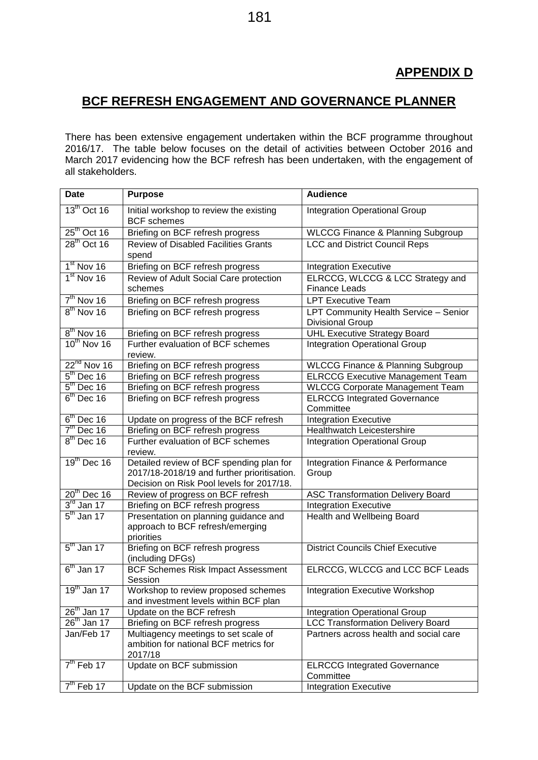## APPENDIX D

# BCF REFRESH ENGAGEMENT AND GOVERNANCE PLANNER

There has been extensive engagement undertaken within the BCF programme throughout 2016/17. The table below focuses on the detail of activities between October 2016 and March 2017 evidencing how the BCF refresh has been undertaken, with the engagement of all stakeholders.

| Date | Purpose | Audience |
|---|---|---|
| 13th Oct 16 | Initial workshop to review the existing BCF schemes | Integration Operational Group |
| 25th Oct 16 | Briefing on BCF refresh progress | WLCCG Finance & Planning Subgroup |
| 28th Oct 16 | Review of Disabled Facilities Grants spend | LCC and District Council Reps |
| 1st Nov 16 | Briefing on BCF refresh progress | Integration Executive |
| 1st Nov 16 | Review of Adult Social Care protection schemes | ELRCCG, WLCCG & LCC Strategy and Finance Leads |
| 7th Nov 16 | Briefing on BCF refresh progress | LPT Executive Team |
| 8th Nov 16 | Briefing on BCF refresh progress | LPT Community Health Service – Senior Divisional Group |
| 8th Nov 16 | Briefing on BCF refresh progress | UHL Executive Strategy Board |
| 10th Nov 16 | Further evaluation of BCF schemes review. | Integration Operational Group |
| 22nd Nov 16 | Briefing on BCF refresh progress | WLCCG Finance & Planning Subgroup |
| 5th Dec 16 | Briefing on BCF refresh progress | ELRCCG Executive Management Team |
| 5th Dec 16 | Briefing on BCF refresh progress | WLCCG Corporate Management Team |
| 6th Dec 16 | Briefing on BCF refresh progress | ELRCCG Integrated Governance Committee |
| 6th Dec 16 | Update on progress of the BCF refresh | Integration Executive |
| 7th Dec 16 | Briefing on BCF refresh progress | Healthwatch Leicestershire |
| 8th Dec 16 | Further evaluation of BCF schemes review. | Integration Operational Group |
| 19th Dec 16 | Detailed review of BCF spending plan for 2017/18-2018/19 and further prioritisation. Decision on Risk Pool levels for 2017/18. | Integration Finance & Performance Group |
| 20th Dec 16 | Review of progress on BCF refresh | ASC Transformation Delivery Board |
| 3rd Jan 17 | Briefing on BCF refresh progress | Integration Executive |
| 5th Jan 17 | Presentation on planning guidance and approach to BCF refresh/emerging priorities | Health and Wellbeing Board |
| 5th Jan 17 | Briefing on BCF refresh progress (including DFGs) | District Councils Chief Executive |
| 6th Jan 17 | BCF Schemes Risk Impact Assessment Session | ELRCCG, WLCCG and LCC BCF Leads |
| 19th Jan 17 | Workshop to review proposed schemes and investment levels within BCF plan | Integration Executive Workshop |
| 26th Jan 17 | Update on the BCF refresh | Integration Operational Group |
| 26th Jan 17 | Briefing on BCF refresh progress | LCC Transformation Delivery Board |
| Jan/Feb 17 | Multiagency meetings to set scale of ambition for national BCF metrics for 2017/18 | Partners across health and social care |
| 7th Feb 17 | Update on BCF submission | ELRCCG Integrated Governance Committee |
| 7th Feb 17 | Update on the BCF submission | Integration Executive |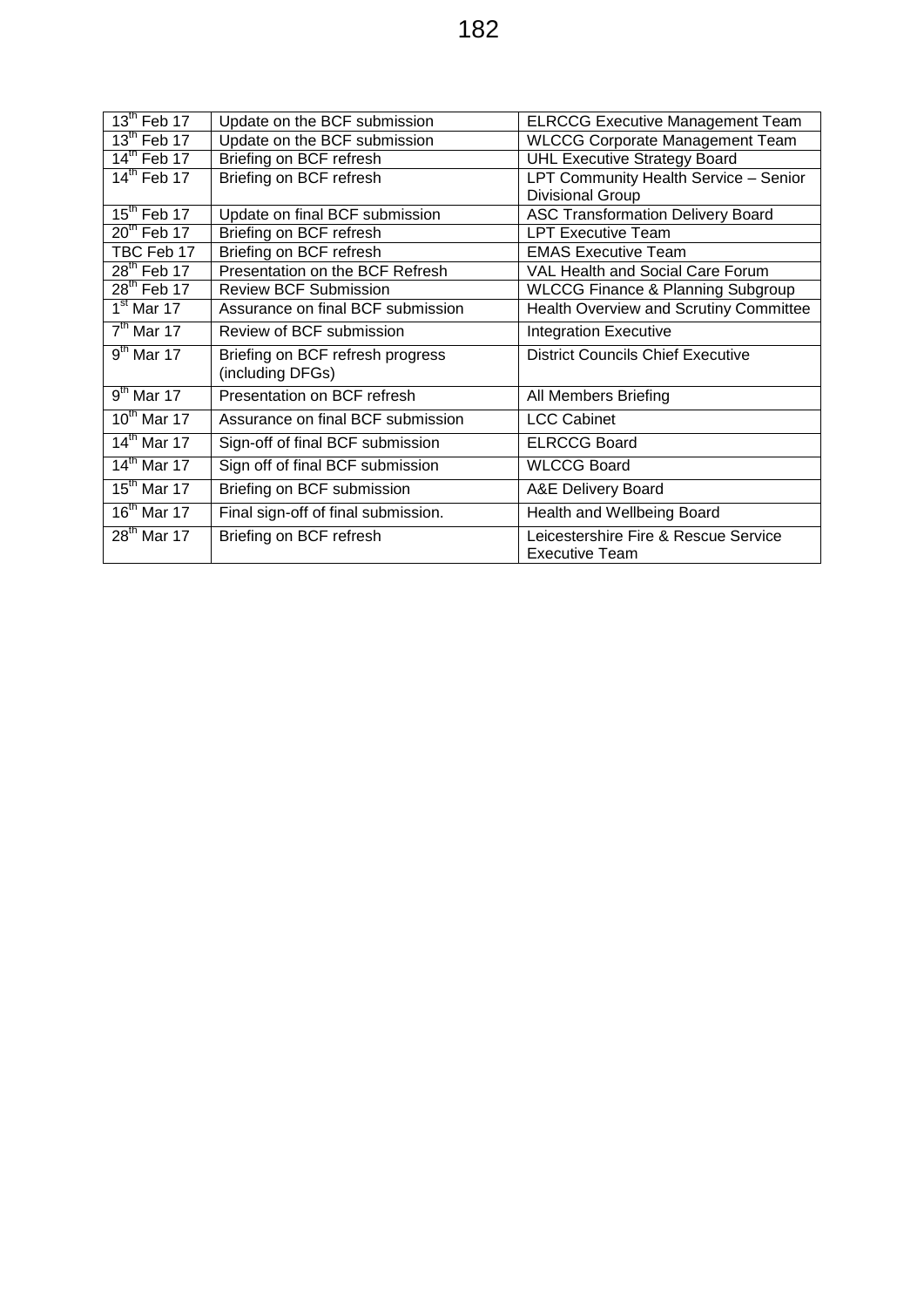| | | |
|---|---|---|
| 13th Feb 17 | Update on the BCF submission | ELRCCG Executive Management Team |
| 13th Feb 17 | Update on the BCF submission | WLCCG Corporate Management Team |
| 14th Feb 17 | Briefing on BCF refresh | UHL Executive Strategy Board |
| 14th Feb 17 | Briefing on BCF refresh | LPT Community Health Service – Senior Divisional Group |
| 15th Feb 17 | Update on final BCF submission | ASC Transformation Delivery Board |
| 20th Feb 17 | Briefing on BCF refresh | LPT Executive Team |
| TBC Feb 17 | Briefing on BCF refresh | EMAS Executive Team |
| 28th Feb 17 | Presentation on the BCF Refresh | VAL Health and Social Care Forum |
| 28th Feb 17 | Review BCF Submission | WLCCG Finance & Planning Subgroup |
| 1st Mar 17 | Assurance on final BCF submission | Health Overview and Scrutiny Committee |
| 7th Mar 17 | Review of BCF submission | Integration Executive |
| 9th Mar 17 | Briefing on BCF refresh progress (including DFGs) | District Councils Chief Executive |
| 9th Mar 17 | Presentation on BCF refresh | All Members Briefing |
| 10th Mar 17 | Assurance on final BCF submission | LCC Cabinet |
| 14th Mar 17 | Sign-off of final BCF submission | ELRCCG Board |
| 14th Mar 17 | Sign off of final BCF submission | WLCCG Board |
| 15th Mar 17 | Briefing on BCF submission | A&E Delivery Board |
| 16th Mar 17 | Final sign-off of final submission. | Health and Wellbeing Board |
| 28th Mar 17 | Briefing on BCF refresh | Leicestershire Fire & Rescue Service Executive Team |